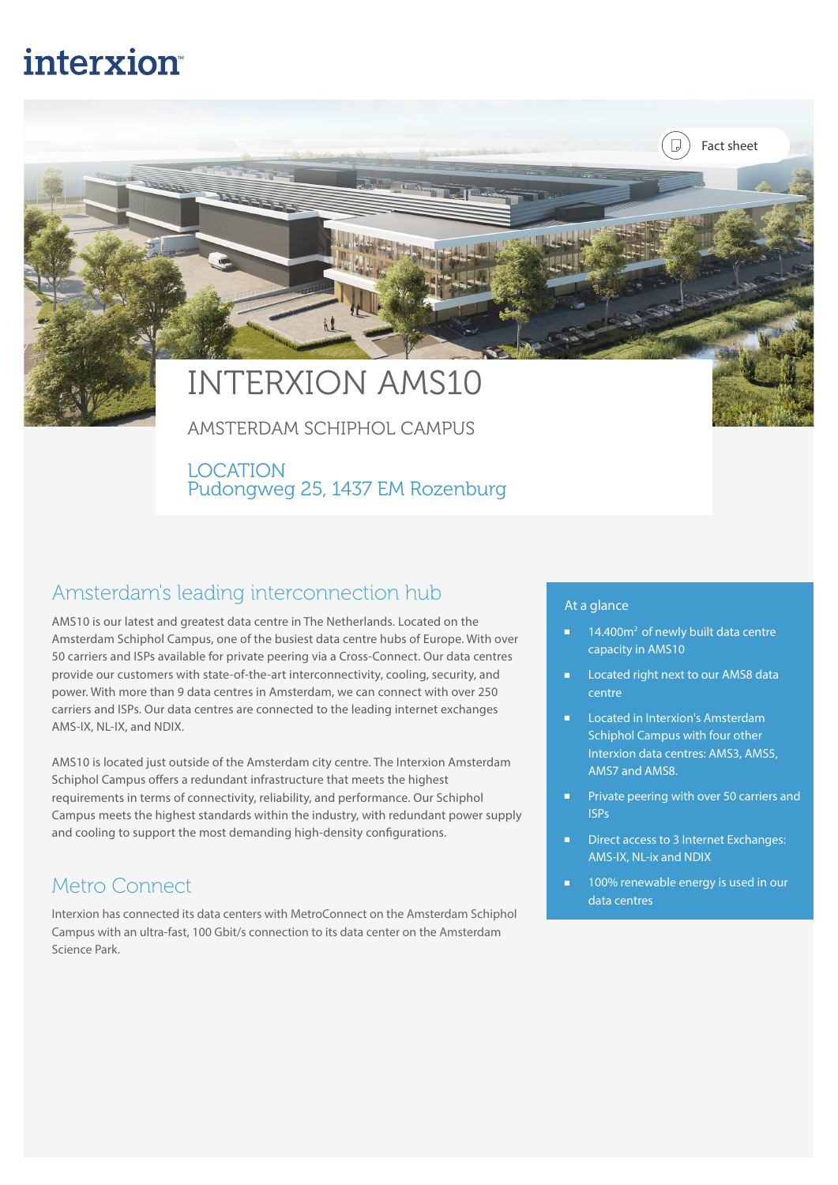interxion

Fact sheet

# INTERXION AMS10

AMSTERDAM SCHIPHOL CAMPUS

LOCATION
Pudongweg 25, 1437 EM Rozenburg

## Amsterdam's leading interconnection hub

AMS10 is our latest and greatest data centre in The Netherlands. Located on the Amsterdam Schiphol Campus, one of the busiest data centre hubs of Europe. With over 50 carriers and ISPs available for private peering via a Cross-Connect. Our data centres provide our customers with state-of-the-art interconnectivity, cooling, security, and power. With more than 9 data centres in Amsterdam, we can connect with over 250 carriers and ISPs. Our data centres are connected to the leading internet exchanges AMS-IX, NL-IX, and NDIX.

AMS10 is located just outside of the Amsterdam city centre. The Interxion Amsterdam Schiphol Campus offers a redundant infrastructure that meets the highest requirements in terms of connectivity, reliability, and performance. Our Schiphol Campus meets the highest standards within the industry, with redundant power supply and cooling to support the most demanding high-density configurations.

## Metro Connect

Interxion has connected its data centers with MetroConnect on the Amsterdam Schiphol Campus with an ultra-fast, 100 Gbit/s connection to its data center on the Amsterdam Science Park.

### At a glance

- 14.400m² of newly built data centre capacity in AMS10
- Located right next to our AMS8 data centre
- Located in Interxion's Amsterdam Schiphol Campus with four other Interxion data centres: AMS3, AMS5, AMS7 and AMS8.
- Private peering with over 50 carriers and ISPs
- Direct access to 3 Internet Exchanges: AMS-IX, NL-ix and NDIX
- 100% renewable energy is used in our data centres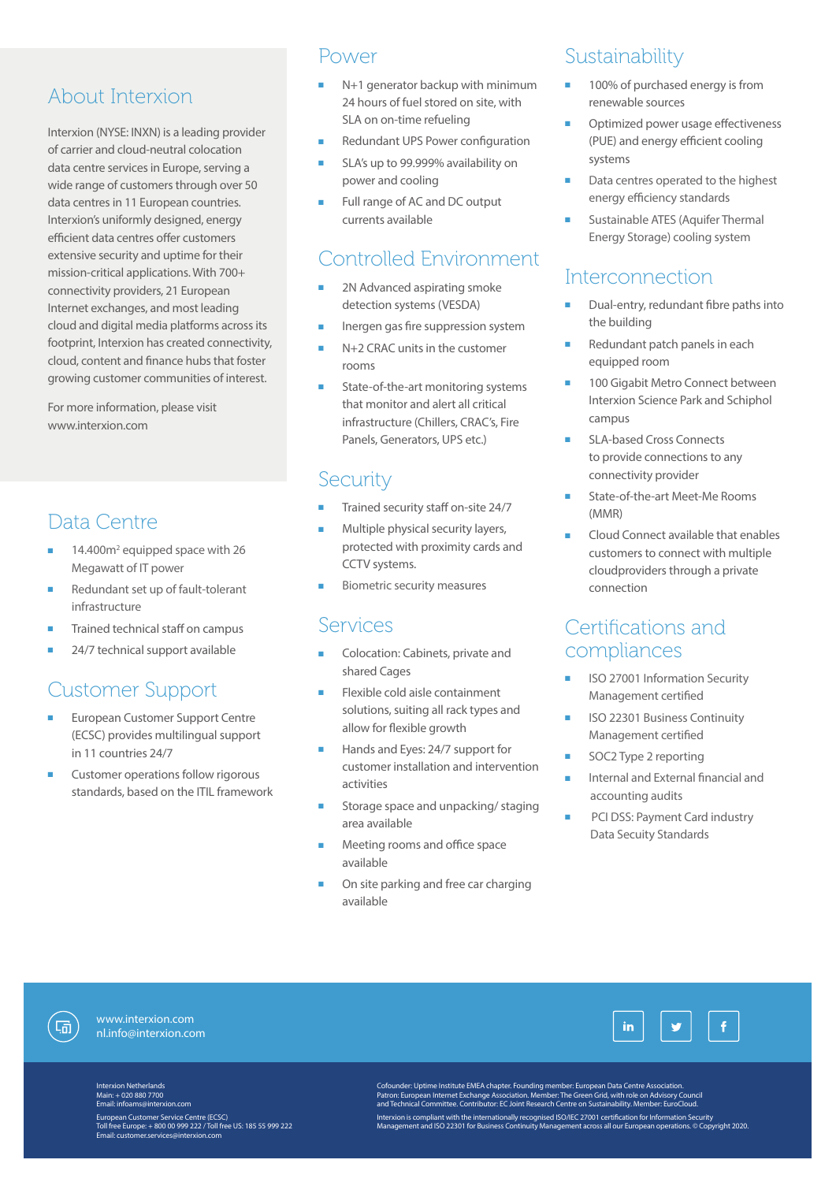## About Interxion

Interxion (NYSE: INXN) is a leading provider of carrier and cloud-neutral colocation data centre services in Europe, serving a wide range of customers through over 50 data centres in 11 European countries. Interxion's uniformly designed, energy efficient data centres offer customers extensive security and uptime for their mission-critical applications. With 700+ connectivity providers, 21 European Internet exchanges, and most leading cloud and digital media platforms across its footprint, Interxion has created connectivity, cloud, content and finance hubs that foster growing customer communities of interest.

For more information, please visit www.interxion.com

## Data Centre

- 14.400m$^2$ equipped space with 26 Megawatt of IT power
- Redundant set up of fault-tolerant infrastructure
- Trained technical staff on campus
- 24/7 technical support available

## Customer Support

- European Customer Support Centre (ECSC) provides multilingual support in 11 countries 24/7
- Customer operations follow rigorous standards, based on the ITIL framework

## Power

- N+1 generator backup with minimum 24 hours of fuel stored on site, with SLA on on-time refueling
- Redundant UPS Power configuration
- SLA's up to 99.999% availability on power and cooling
- Full range of AC and DC output currents available

## Controlled Environment

- 2N Advanced aspirating smoke detection systems (VESDA)
- Inergen gas fire suppression system
- N+2 CRAC units in the customer rooms
- State-of-the-art monitoring systems that monitor and alert all critical infrastructure (Chillers, CRAC's, Fire Panels, Generators, UPS etc.)

## Security

- Trained security staff on-site 24/7
- Multiple physical security layers, protected with proximity cards and CCTV systems.
- Biometric security measures

## Services

- Colocation: Cabinets, private and shared Cages
- Flexible cold aisle containment solutions, suiting all rack types and allow for flexible growth
- Hands and Eyes: 24/7 support for customer installation and intervention activities
- Storage space and unpacking/ staging area available
- Meeting rooms and office space available
- On site parking and free car charging available

## Sustainability

- 100% of purchased energy is from renewable sources
- Optimized power usage effectiveness (PUE) and energy efficient cooling systems
- Data centres operated to the highest energy efficiency standards
- Sustainable ATES (Aquifer Thermal Energy Storage) cooling system

## Interconnection

- Dual-entry, redundant fibre paths into the building
- Redundant patch panels in each equipped room
- 100 Gigabit Metro Connect between Interxion Science Park and Schiphol campus
- SLA-based Cross Connects to provide connections to any connectivity provider
- State-of-the-art Meet-Me Rooms (MMR)
- Cloud Connect available that enables customers to connect with multiple cloudproviders through a private connection

## Certifications and compliances

- ISO 27001 Information Security Management certified
- ISO 22301 Business Continuity Management certified
- SOC2 Type 2 reporting
- Internal and External financial and accounting audits
- PCI DSS: Payment Card industry Data Secuity Standards

www.interxion.com
nl.info@interxion.com

Interxion Netherlands
Main: + 020 880 7700
Email: infoams@interxion.com

European Customer Service Centre (ECSC)
Toll free Europe: + 800 00 999 222 / Toll free US: 185 55 999 222
Email: customer.services@interxion.com

Cofounder: Uptime Institute EMEA chapter. Founding member: European Data Centre Association.
Patron: European Internet Exchange Association. Member: The Green Grid, with role on Advisory Council and Technical Committee. Contributor: EC Joint Research Centre on Sustainability. Member: EuroCloud.

Interxion is compliant with the internationally recognised ISO/IEC 27001 certification for Information Security Management and ISO 22301 for Business Continuity Management across all our European operations. © Copyright 2020.